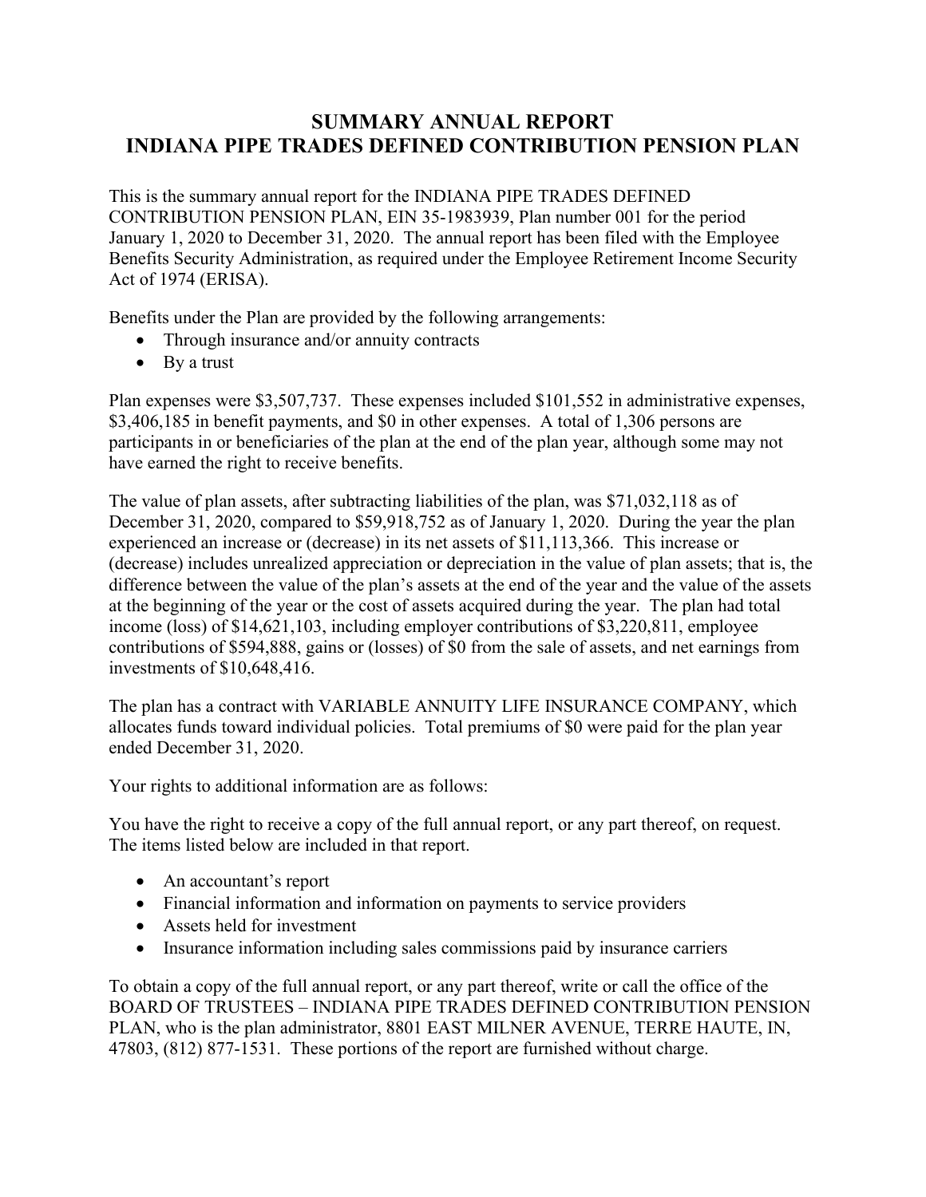# SUMMARY ANNUAL REPORT
# INDIANA PIPE TRADES DEFINED CONTRIBUTION PENSION PLAN

This is the summary annual report for the INDIANA PIPE TRADES DEFINED CONTRIBUTION PENSION PLAN, EIN 35-1983939, Plan number 001 for the period January 1, 2020 to December 31, 2020. The annual report has been filed with the Employee Benefits Security Administration, as required under the Employee Retirement Income Security Act of 1974 (ERISA).

Benefits under the Plan are provided by the following arrangements:

- Through insurance and/or annuity contracts
- By a trust

Plan expenses were $3,507,737. These expenses included $101,552 in administrative expenses, $3,406,185 in benefit payments, and $0 in other expenses. A total of 1,306 persons are participants in or beneficiaries of the plan at the end of the plan year, although some may not have earned the right to receive benefits.

The value of plan assets, after subtracting liabilities of the plan, was $71,032,118 as of December 31, 2020, compared to $59,918,752 as of January 1, 2020. During the year the plan experienced an increase or (decrease) in its net assets of $11,113,366. This increase or (decrease) includes unrealized appreciation or depreciation in the value of plan assets; that is, the difference between the value of the plan's assets at the end of the year and the value of the assets at the beginning of the year or the cost of assets acquired during the year. The plan had total income (loss) of $14,621,103, including employer contributions of $3,220,811, employee contributions of $594,888, gains or (losses) of $0 from the sale of assets, and net earnings from investments of $10,648,416.

The plan has a contract with VARIABLE ANNUITY LIFE INSURANCE COMPANY, which allocates funds toward individual policies. Total premiums of $0 were paid for the plan year ended December 31, 2020.

Your rights to additional information are as follows:

You have the right to receive a copy of the full annual report, or any part thereof, on request. The items listed below are included in that report.

- An accountant's report
- Financial information and information on payments to service providers
- Assets held for investment
- Insurance information including sales commissions paid by insurance carriers

To obtain a copy of the full annual report, or any part thereof, write or call the office of the BOARD OF TRUSTEES – INDIANA PIPE TRADES DEFINED CONTRIBUTION PENSION PLAN, who is the plan administrator, 8801 EAST MILNER AVENUE, TERRE HAUTE, IN, 47803, (812) 877-1531. These portions of the report are furnished without charge.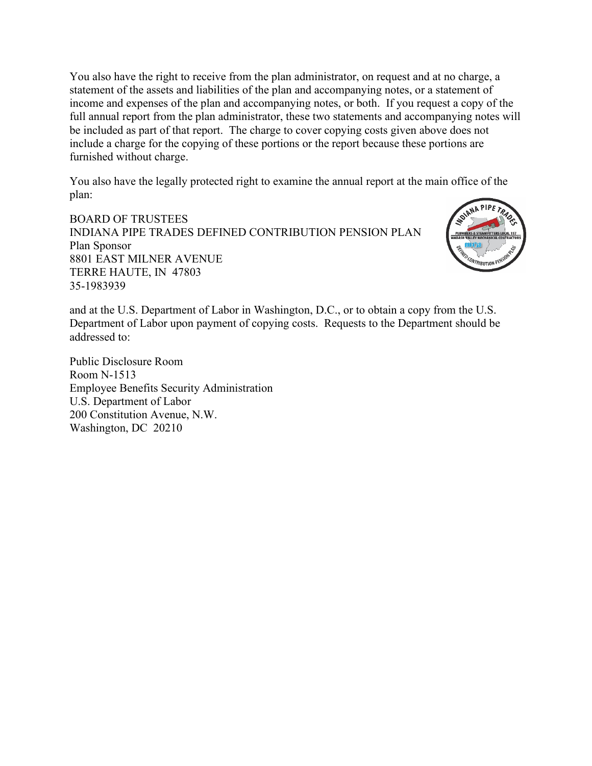You also have the right to receive from the plan administrator, on request and at no charge, a statement of the assets and liabilities of the plan and accompanying notes, or a statement of income and expenses of the plan and accompanying notes, or both. If you request a copy of the full annual report from the plan administrator, these two statements and accompanying notes will be included as part of that report. The charge to cover copying costs given above does not include a charge for the copying of these portions or the report because these portions are furnished without charge.

You also have the legally protected right to examine the annual report at the main office of the plan:

BOARD OF TRUSTEES  
INDIANA PIPE TRADES DEFINED CONTRIBUTION PENSION PLAN  
Plan Sponsor  
8801 EAST MILNER AVENUE  
TERRE HAUTE, IN 47803  
35-1983939

and at the U.S. Department of Labor in Washington, D.C., or to obtain a copy from the U.S. Department of Labor upon payment of copying costs. Requests to the Department should be addressed to:

Public Disclosure Room  
Room N-1513  
Employee Benefits Security Administration  
U.S. Department of Labor  
200 Constitution Avenue, N.W.  
Washington, DC 20210